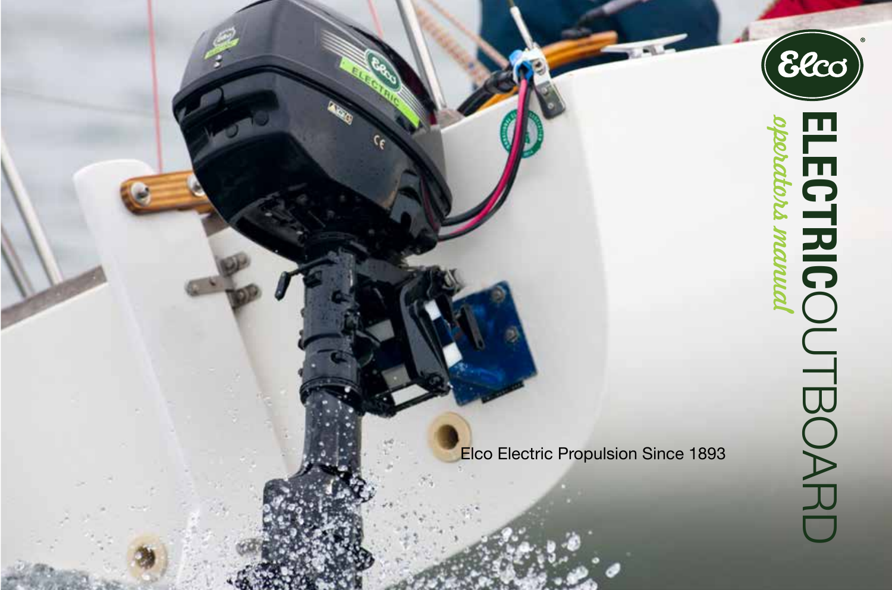# ELECTRICOUTBOARD

*operators manual*

Elco Electric Propulsion Since 1893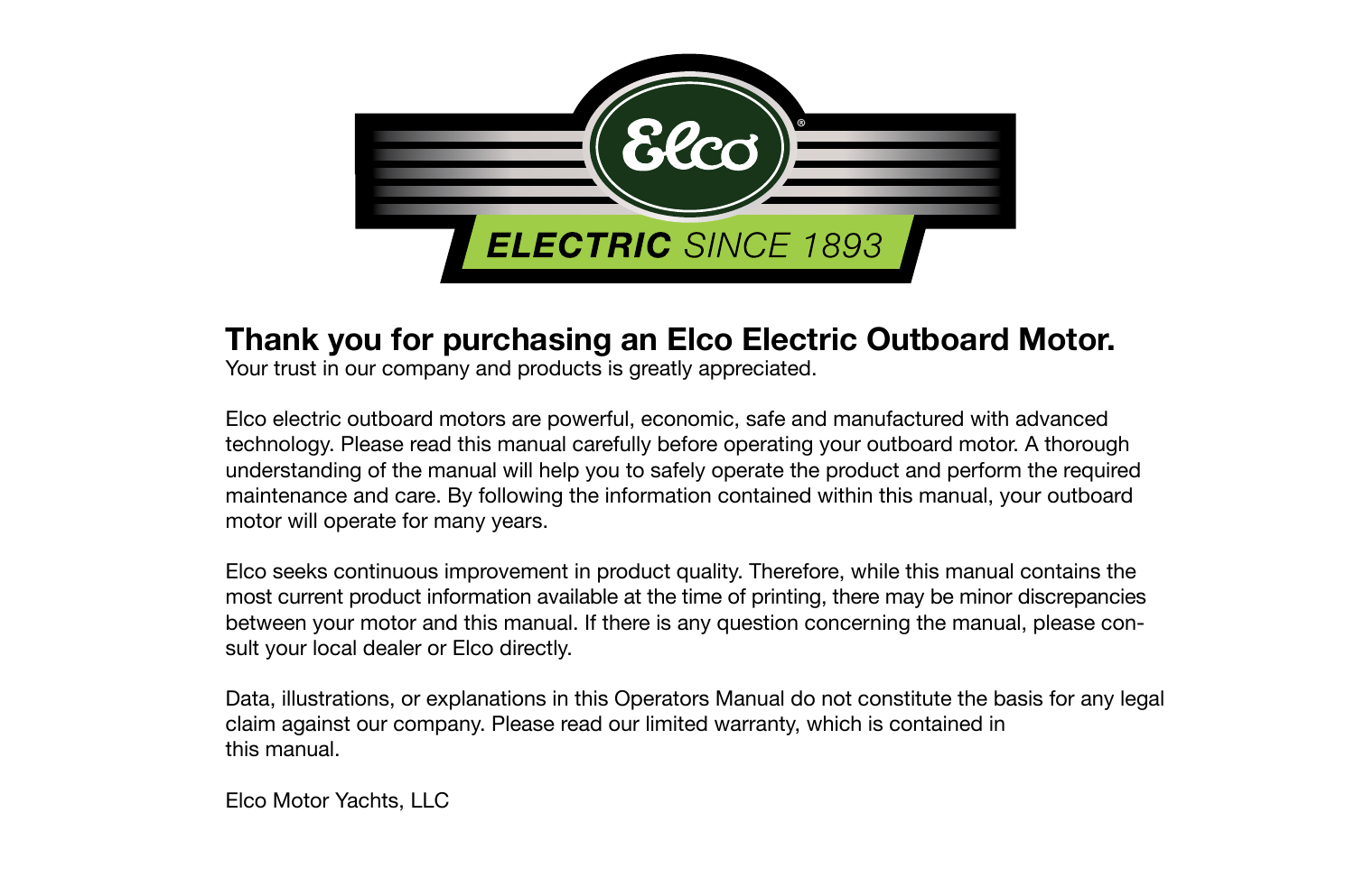# Thank you for purchasing an Elco Electric Outboard Motor.

Your trust in our company and products is greatly appreciated.

Elco electric outboard motors are powerful, economic, safe and manufactured with advanced technology. Please read this manual carefully before operating your outboard motor. A thorough understanding of the manual will help you to safely operate the product and perform the required maintenance and care. By following the information contained within this manual, your outboard motor will operate for many years.

Elco seeks continuous improvement in product quality. Therefore, while this manual contains the most current product information available at the time of printing, there may be minor discrepancies between your motor and this manual. If there is any question concerning the manual, please consult your local dealer or Elco directly.

Data, illustrations, or explanations in this Operators Manual do not constitute the basis for any legal claim against our company. Please read our limited warranty, which is contained in this manual.

Elco Motor Yachts, LLC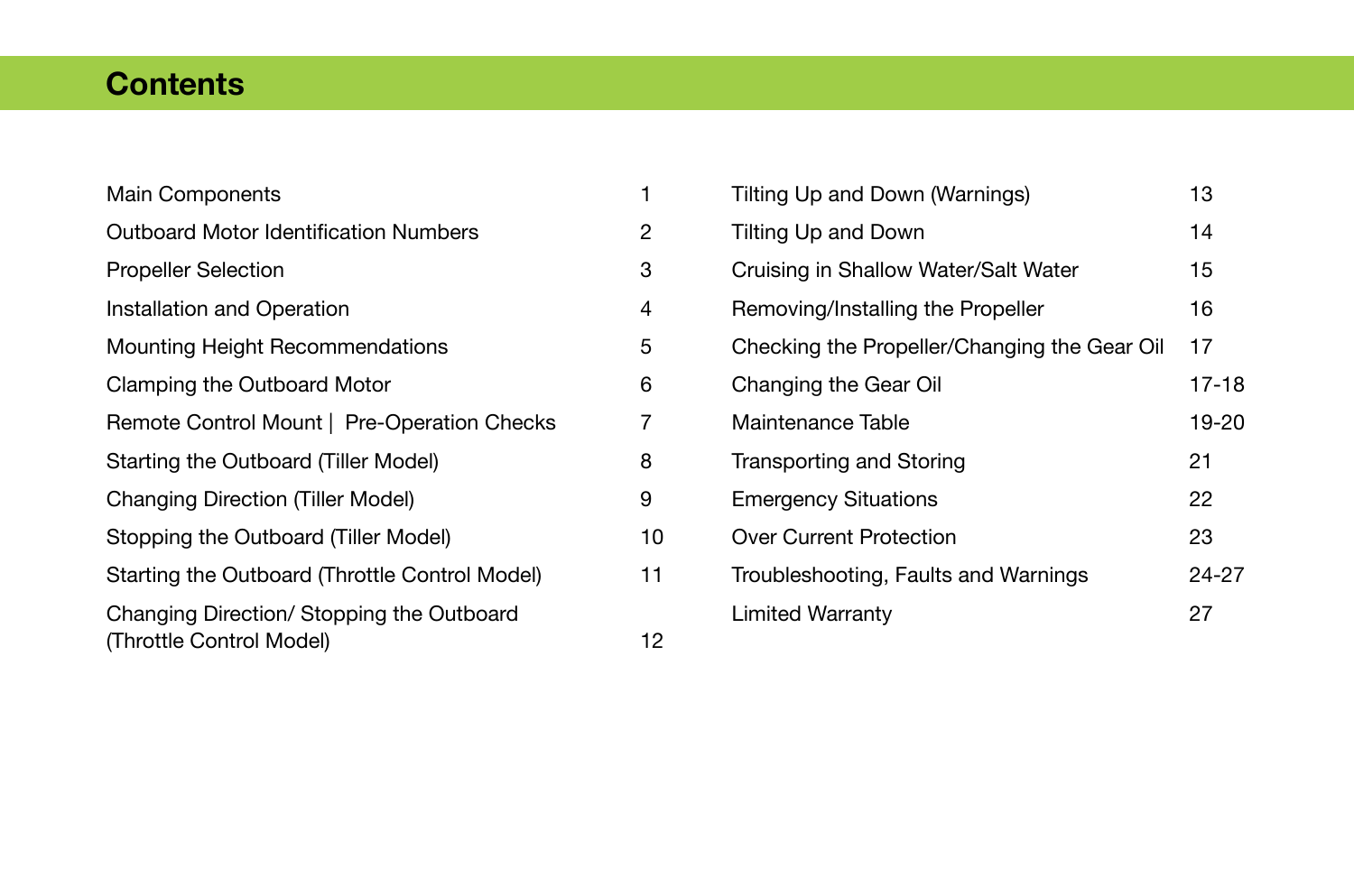# Contents

| | |
|---|---|
| Main Components | 1 |
| Outboard Motor Identification Numbers | 2 |
| Propeller Selection | 3 |
| Installation and Operation | 4 |
| Mounting Height Recommendations | 5 |
| Clamping the Outboard Motor | 6 |
| Remote Control Mount \| Pre-Operation Checks | 7 |
| Starting the Outboard (Tiller Model) | 8 |
| Changing Direction (Tiller Model) | 9 |
| Stopping the Outboard (Tiller Model) | 10 |
| Starting the Outboard (Throttle Control Model) | 11 |
| Changing Direction/ Stopping the Outboard (Throttle Control Model) | 12 |
| Tilting Up and Down (Warnings) | 13 |
| Tilting Up and Down | 14 |
| Cruising in Shallow Water/Salt Water | 15 |
| Removing/Installing the Propeller | 16 |
| Checking the Propeller/Changing the Gear Oil | 17 |
| Changing the Gear Oil | 17-18 |
| Maintenance Table | 19-20 |
| Transporting and Storing | 21 |
| Emergency Situations | 22 |
| Over Current Protection | 23 |
| Troubleshooting, Faults and Warnings | 24-27 |
| Limited Warranty | 27 |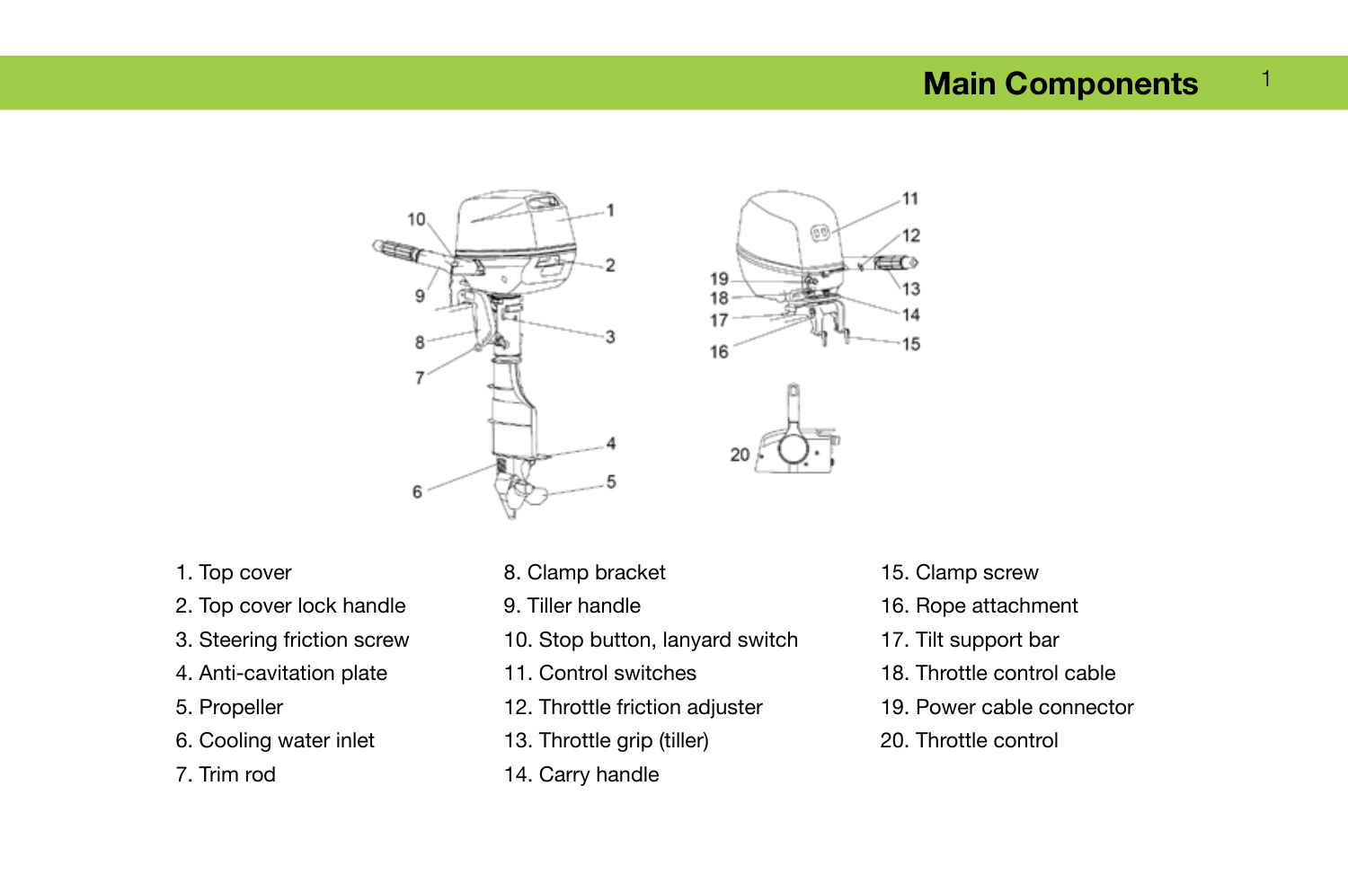# Main Components

1. Top cover
2. Top cover lock handle
3. Steering friction screw
4. Anti-cavitation plate
5. Propeller
6. Cooling water inlet
7. Trim rod
8. Clamp bracket
9. Tiller handle
10. Stop button, lanyard switch
11. Control switches
12. Throttle friction adjuster
13. Throttle grip (tiller)
14. Carry handle
15. Clamp screw
16. Rope attachment
17. Tilt support bar
18. Throttle control cable
19. Power cable connector
20. Throttle control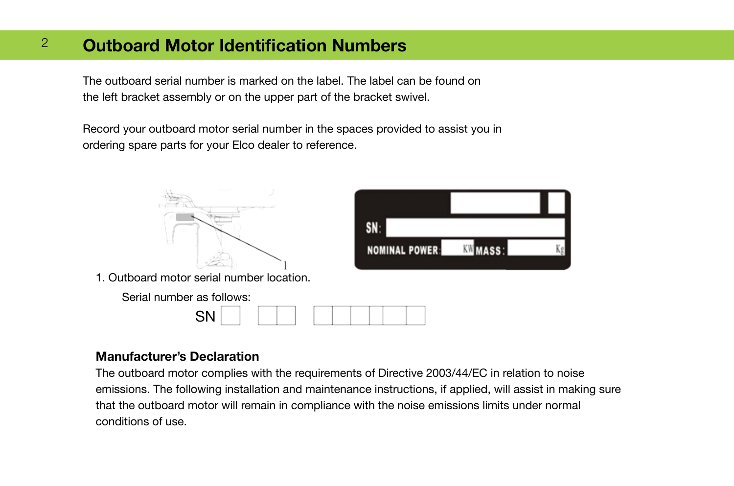# Outboard Motor Identification Numbers

The outboard serial number is marked on the label. The label can be found on the left bracket assembly or on the upper part of the bracket swivel.

Record your outboard motor serial number in the spaces provided to assist you in ordering spare parts for your Elco dealer to reference.

1. Outboard motor serial number location.

Serial number as follows:

SN

## Manufacturer's Declaration

The outboard motor complies with the requirements of Directive 2003/44/EC in relation to noise emissions. The following installation and maintenance instructions, if applied, will assist in making sure that the outboard motor will remain in compliance with the noise emissions limits under normal conditions of use.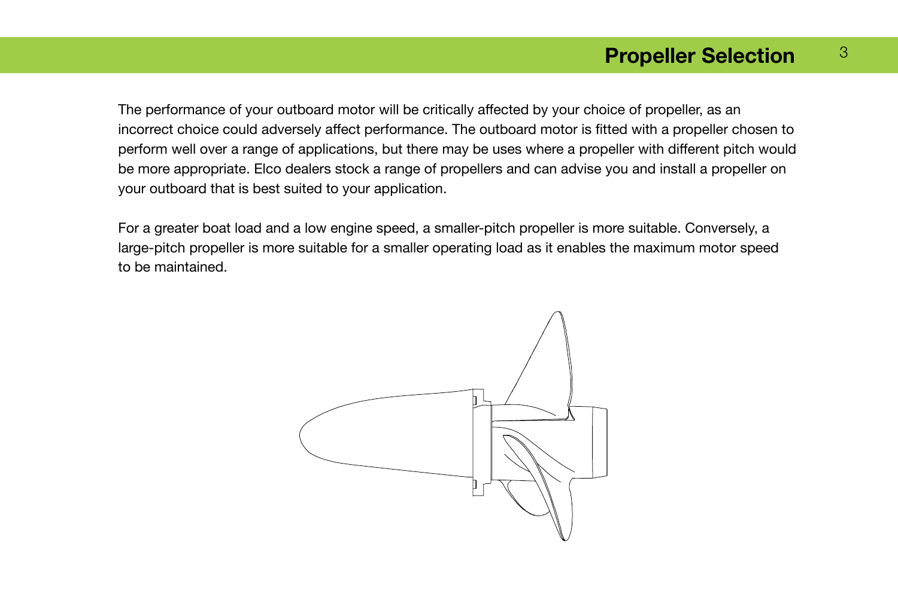# Propeller Selection

The performance of your outboard motor will be critically affected by your choice of propeller, as an incorrect choice could adversely affect performance. The outboard motor is fitted with a propeller chosen to perform well over a range of applications, but there may be uses where a propeller with different pitch would be more appropriate. Elco dealers stock a range of propellers and can advise you and install a propeller on your outboard that is best suited to your application.

For a greater boat load and a low engine speed, a smaller-pitch propeller is more suitable. Conversely, a large-pitch propeller is more suitable for a smaller operating load as it enables the maximum motor speed to be maintained.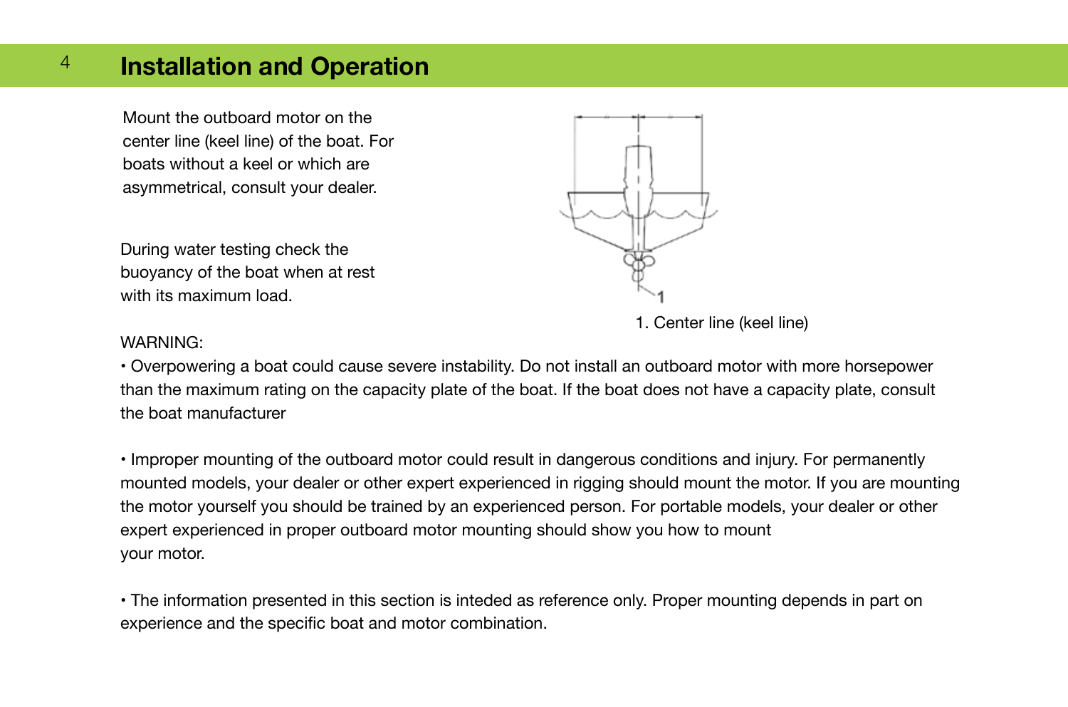# Installation and Operation

Mount the outboard motor on the center line (keel line) of the boat. For boats without a keel or which are asymmetrical, consult your dealer.

During water testing check the buoyancy of the boat when at rest with its maximum load.

1. Center line (keel line)

WARNING:

• Overpowering a boat could cause severe instability. Do not install an outboard motor with more horsepower than the maximum rating on the capacity plate of the boat. If the boat does not have a capacity plate, consult the boat manufacturer

• Improper mounting of the outboard motor could result in dangerous conditions and injury. For permanently mounted models, your dealer or other expert experienced in rigging should mount the motor. If you are mounting the motor yourself you should be trained by an experienced person. For portable models, your dealer or other expert experienced in proper outboard motor mounting should show you how to mount your motor.

• The information presented in this section is inteded as reference only. Proper mounting depends in part on experience and the specific boat and motor combination.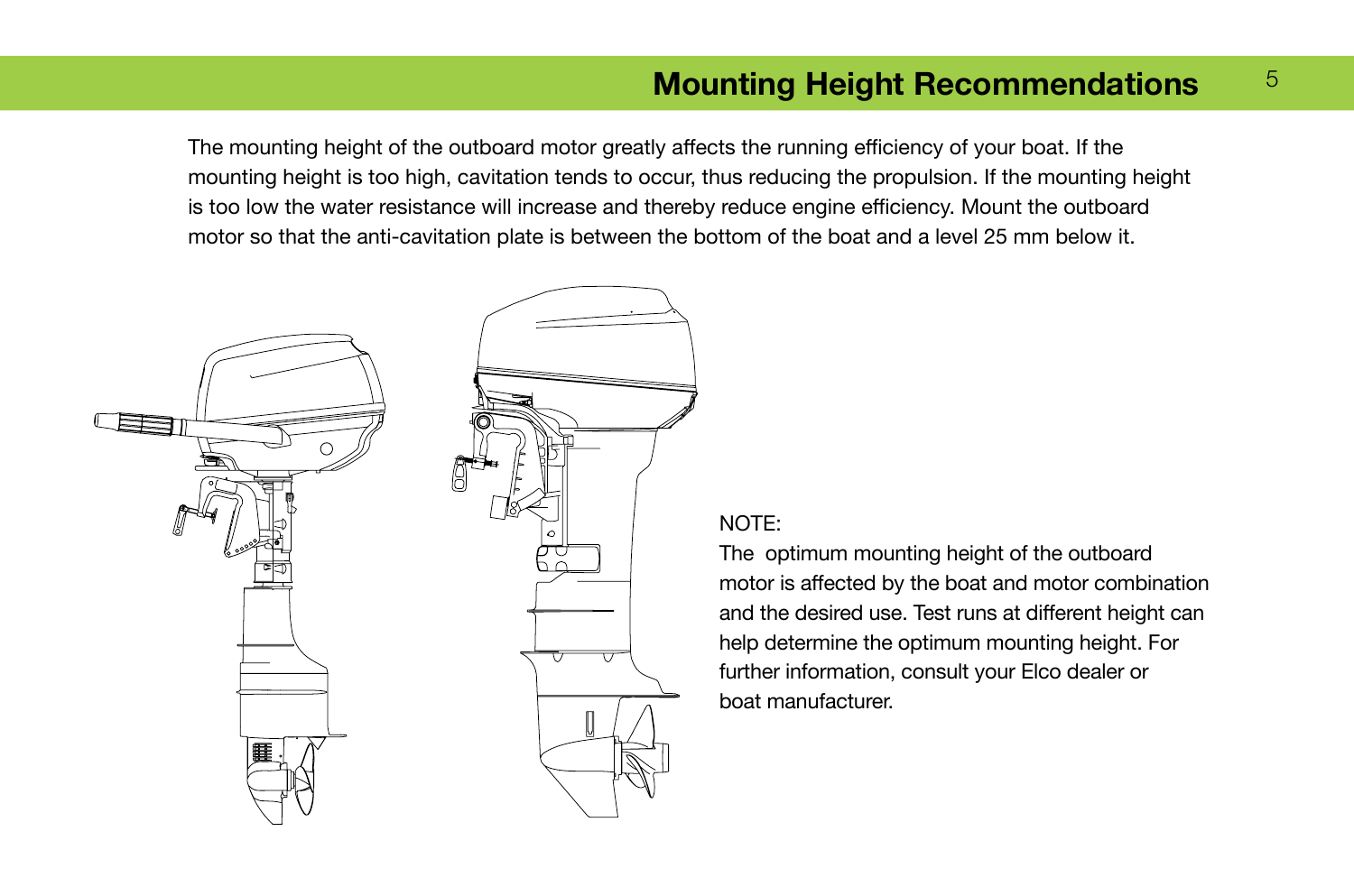# Mounting Height Recommendations

The mounting height of the outboard motor greatly affects the running efficiency of your boat. If the mounting height is too high, cavitation tends to occur, thus reducing the propulsion. If the mounting height is too low the water resistance will increase and thereby reduce engine efficiency. Mount the outboard motor so that the anti-cavitation plate is between the bottom of the boat and a level 25 mm below it.

NOTE:
The optimum mounting height of the outboard motor is affected by the boat and motor combination and the desired use. Test runs at different height can help determine the optimum mounting height. For further information, consult your Elco dealer or boat manufacturer.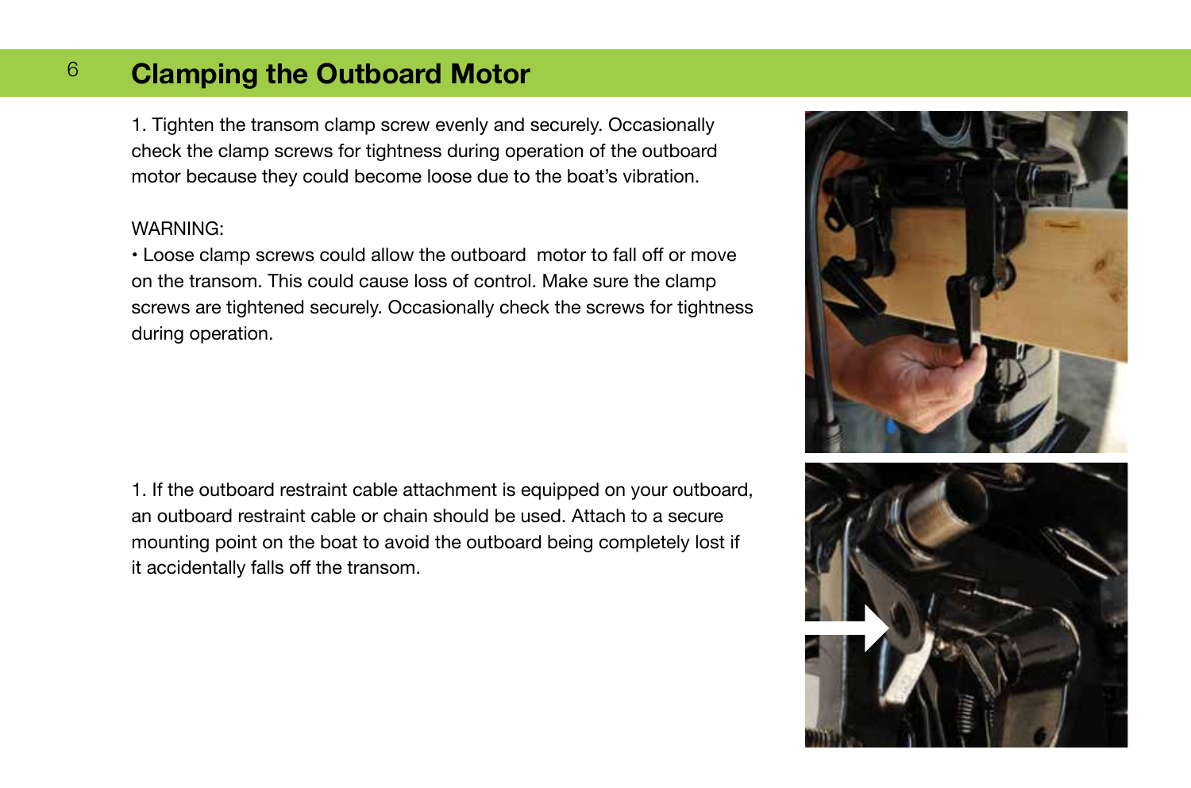# Clamping the Outboard Motor

1. Tighten the transom clamp screw evenly and securely. Occasionally check the clamp screws for tightness during operation of the outboard motor because they could become loose due to the boat's vibration.

WARNING:

• Loose clamp screws could allow the outboard motor to fall off or move on the transom. This could cause loss of control. Make sure the clamp screws are tightened securely. Occasionally check the screws for tightness during operation.

1. If the outboard restraint cable attachment is equipped on your outboard, an outboard restraint cable or chain should be used. Attach to a secure mounting point on the boat to avoid the outboard being completely lost if it accidentally falls off the transom.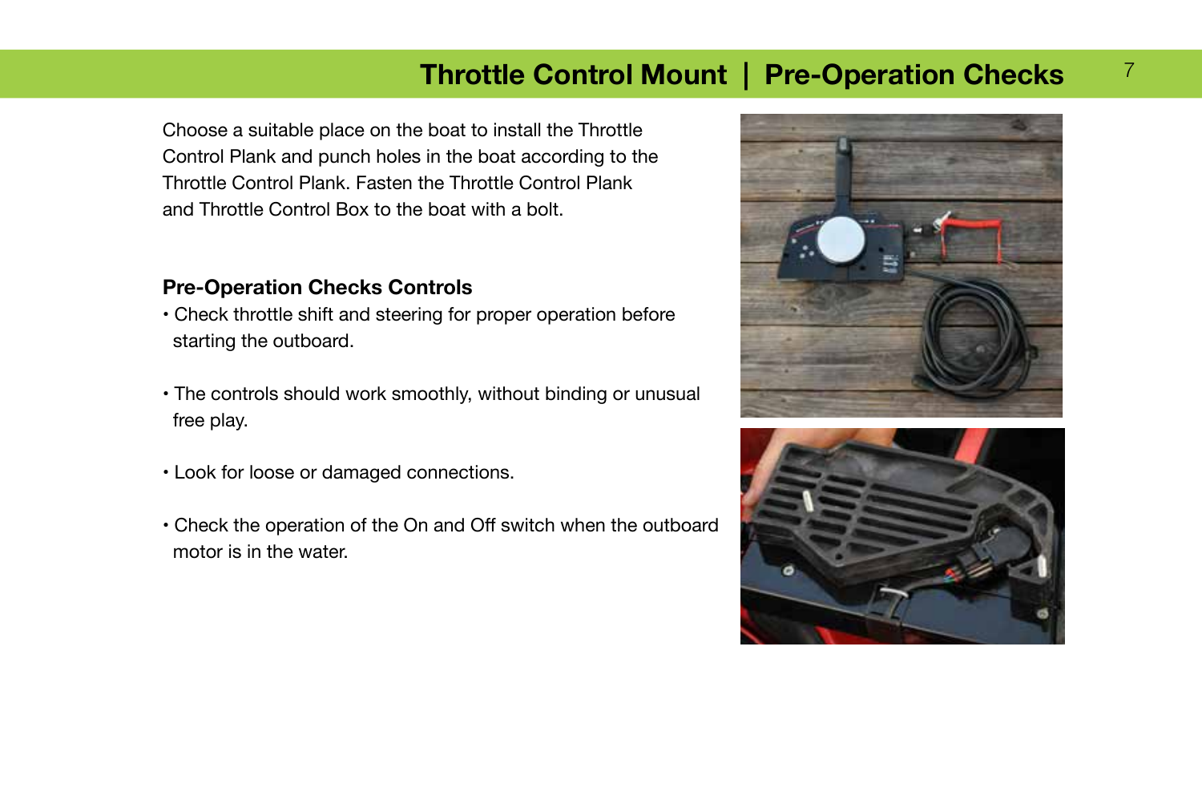# Throttle Control Mount | Pre-Operation Checks

Choose a suitable place on the boat to install the Throttle Control Plank and punch holes in the boat according to the Throttle Control Plank. Fasten the Throttle Control Plank and Throttle Control Box to the boat with a bolt.

### Pre-Operation Checks Controls

- Check throttle shift and steering for proper operation before starting the outboard.
- The controls should work smoothly, without binding or unusual free play.
- Look for loose or damaged connections.
- Check the operation of the On and Off switch when the outboard motor is in the water.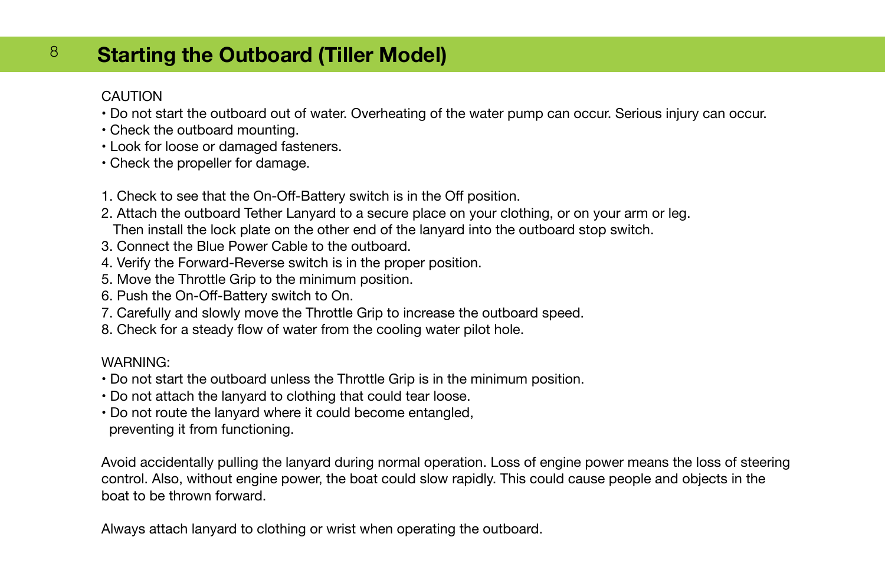# Starting the Outboard (Tiller Model)

CAUTION

- Do not start the outboard out of water. Overheating of the water pump can occur. Serious injury can occur.
- Check the outboard mounting.
- Look for loose or damaged fasteners.
- Check the propeller for damage.

1. Check to see that the On-Off-Battery switch is in the Off position.
2. Attach the outboard Tether Lanyard to a secure place on your clothing, or on your arm or leg. Then install the lock plate on the other end of the lanyard into the outboard stop switch.
3. Connect the Blue Power Cable to the outboard.
4. Verify the Forward-Reverse switch is in the proper position.
5. Move the Throttle Grip to the minimum position.
6. Push the On-Off-Battery switch to On.
7. Carefully and slowly move the Throttle Grip to increase the outboard speed.
8. Check for a steady flow of water from the cooling water pilot hole.

WARNING:

- Do not start the outboard unless the Throttle Grip is in the minimum position.
- Do not attach the lanyard to clothing that could tear loose.
- Do not route the lanyard where it could become entangled, preventing it from functioning.

Avoid accidentally pulling the lanyard during normal operation. Loss of engine power means the loss of steering control. Also, without engine power, the boat could slow rapidly. This could cause people and objects in the boat to be thrown forward.

Always attach lanyard to clothing or wrist when operating the outboard.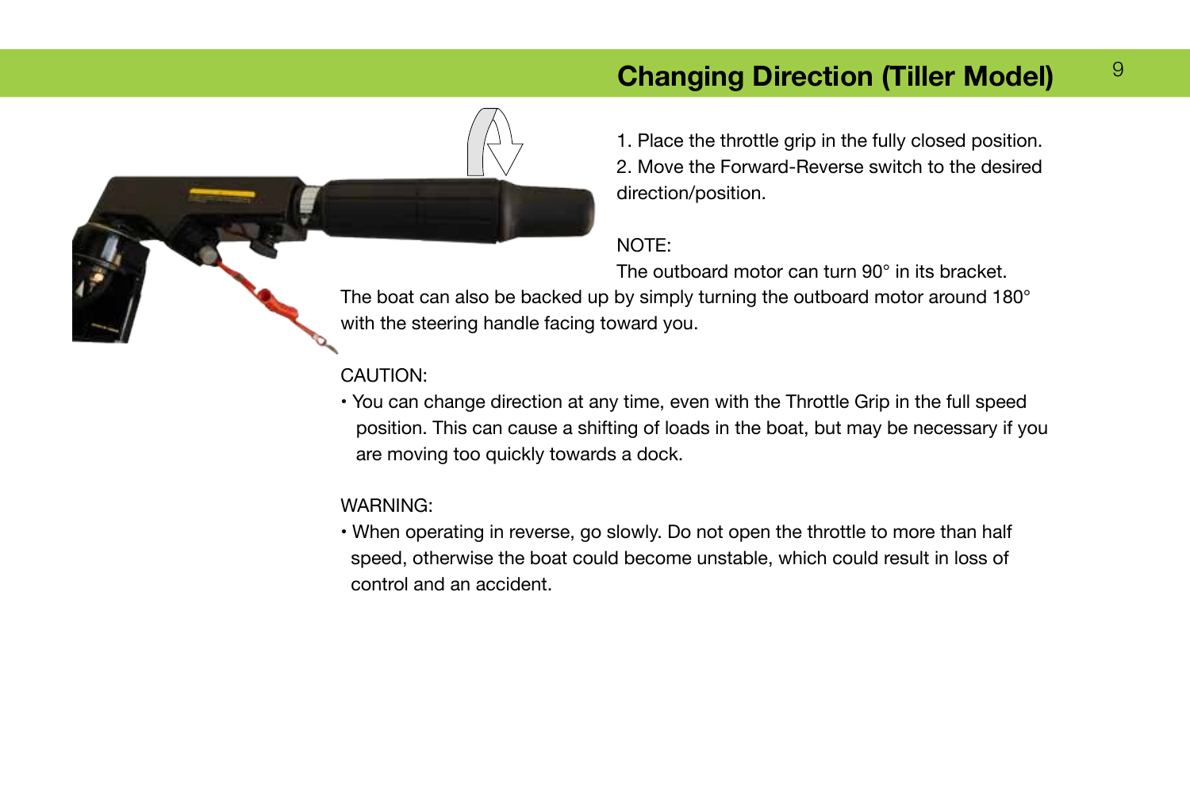## Changing Direction (Tiller Model)

1. Place the throttle grip in the fully closed position.
2. Move the Forward-Reverse switch to the desired direction/position.

NOTE:

The outboard motor can turn 90° in its bracket. The boat can also be backed up by simply turning the outboard motor around 180° with the steering handle facing toward you.

CAUTION:

- You can change direction at any time, even with the Throttle Grip in the full speed position. This can cause a shifting of loads in the boat, but may be necessary if you are moving too quickly towards a dock.

WARNING:

- When operating in reverse, go slowly. Do not open the throttle to more than half speed, otherwise the boat could become unstable, which could result in loss of control and an accident.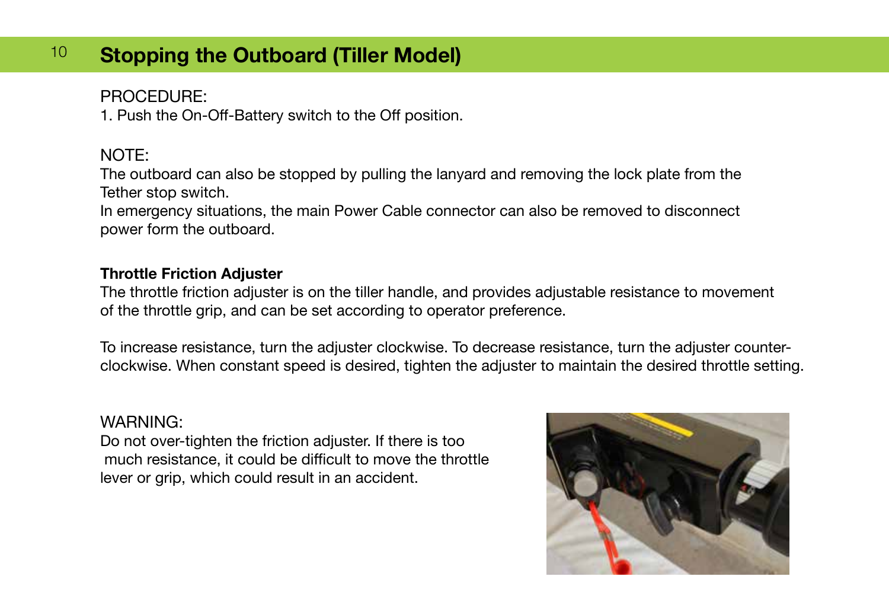# Stopping the Outboard (Tiller Model)

PROCEDURE:
1. Push the On-Off-Battery switch to the Off position.

NOTE:
The outboard can also be stopped by pulling the lanyard and removing the lock plate from the Tether stop switch.
In emergency situations, the main Power Cable connector can also be removed to disconnect power form the outboard.

**Throttle Friction Adjuster**
The throttle friction adjuster is on the tiller handle, and provides adjustable resistance to movement of the throttle grip, and can be set according to operator preference.

To increase resistance, turn the adjuster clockwise. To decrease resistance, turn the adjuster counter-clockwise. When constant speed is desired, tighten the adjuster to maintain the desired throttle setting.

WARNING:
Do not over-tighten the friction adjuster. If there is too much resistance, it could be difficult to move the throttle lever or grip, which could result in an accident.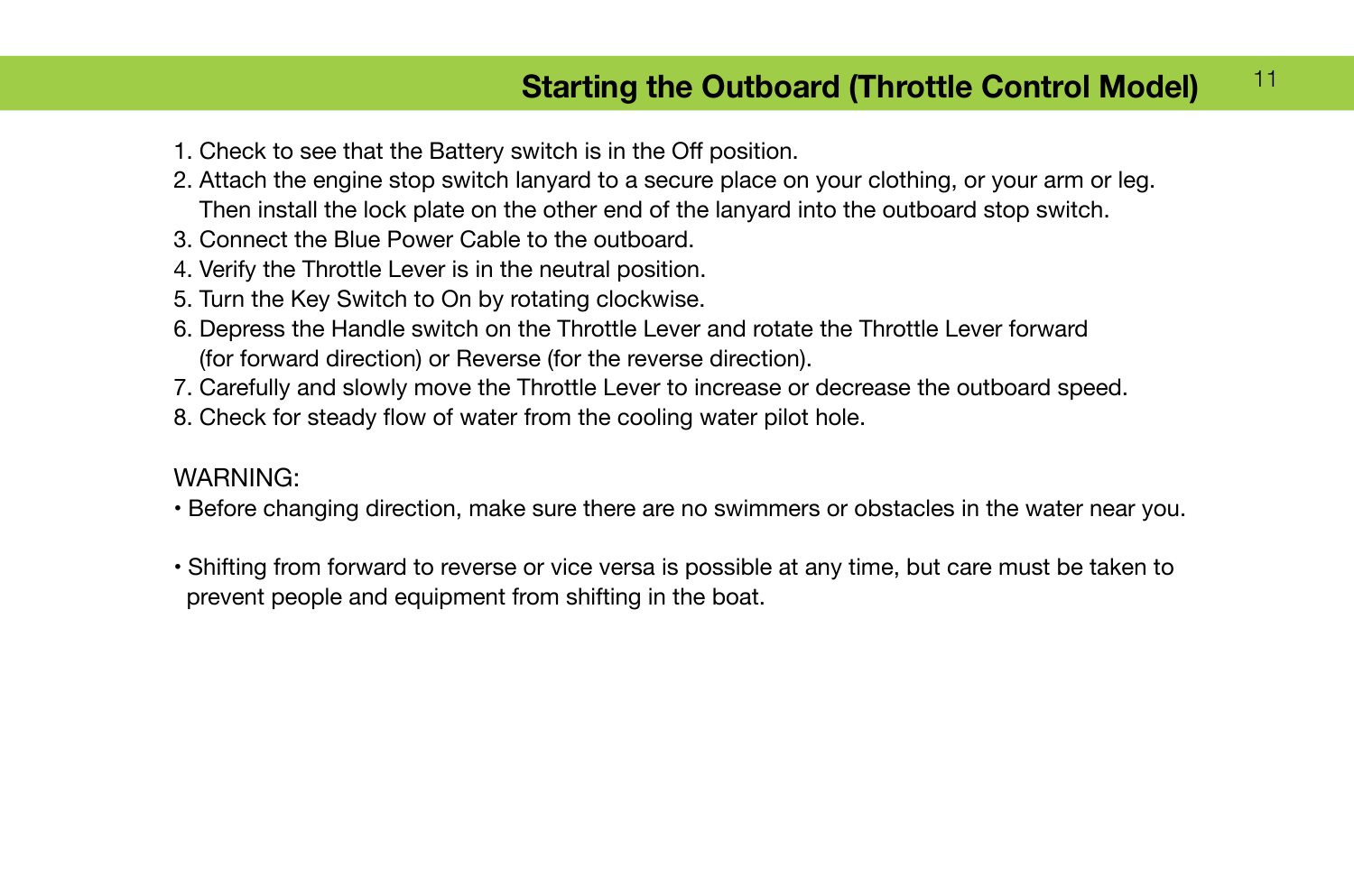## Starting the Outboard (Throttle Control Model)

1. Check to see that the Battery switch is in the Off position.
2. Attach the engine stop switch lanyard to a secure place on your clothing, or your arm or leg. Then install the lock plate on the other end of the lanyard into the outboard stop switch.
3. Connect the Blue Power Cable to the outboard.
4. Verify the Throttle Lever is in the neutral position.
5. Turn the Key Switch to On by rotating clockwise.
6. Depress the Handle switch on the Throttle Lever and rotate the Throttle Lever forward (for forward direction) or Reverse (for the reverse direction).
7. Carefully and slowly move the Throttle Lever to increase or decrease the outboard speed.
8. Check for steady flow of water from the cooling water pilot hole.

WARNING:

- Before changing direction, make sure there are no swimmers or obstacles in the water near you.
- Shifting from forward to reverse or vice versa is possible at any time, but care must be taken to prevent people and equipment from shifting in the boat.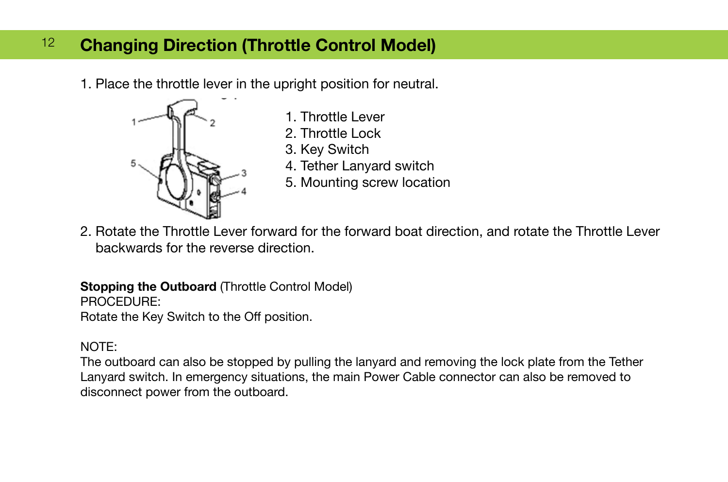## Changing Direction (Throttle Control Model)

1. Place the throttle lever in the upright position for neutral.

    1. Throttle Lever
    2. Throttle Lock
    3. Key Switch
    4. Tether Lanyard switch
    5. Mounting screw location

2. Rotate the Throttle Lever forward for the forward boat direction, and rotate the Throttle Lever backwards for the reverse direction.

**Stopping the Outboard** (Throttle Control Model)
PROCEDURE:
Rotate the Key Switch to the Off position.

NOTE:
The outboard can also be stopped by pulling the lanyard and removing the lock plate from the Tether Lanyard switch. In emergency situations, the main Power Cable connector can also be removed to disconnect power from the outboard.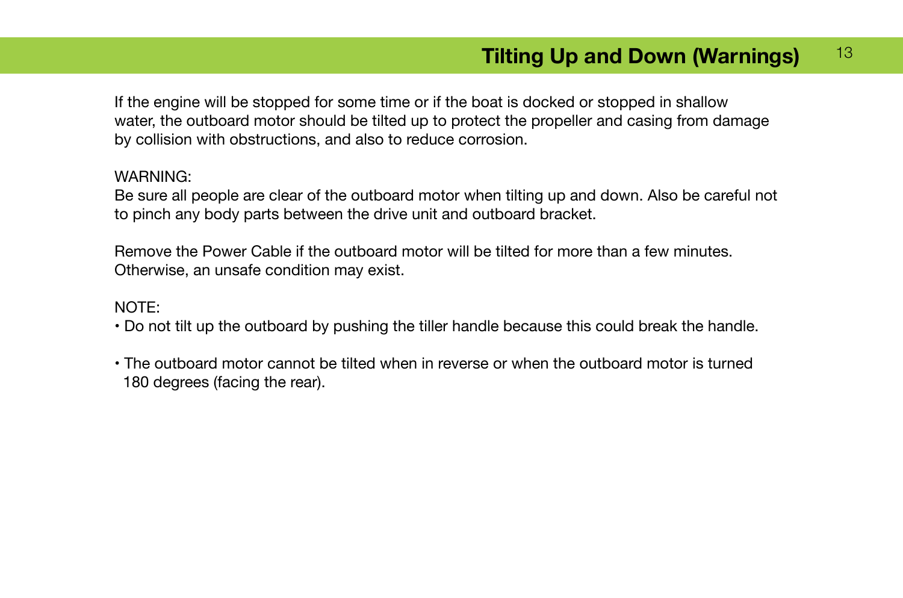# Tilting Up and Down (Warnings)

If the engine will be stopped for some time or if the boat is docked or stopped in shallow water, the outboard motor should be tilted up to protect the propeller and casing from damage by collision with obstructions, and also to reduce corrosion.

WARNING:
Be sure all people are clear of the outboard motor when tilting up and down. Also be careful not to pinch any body parts between the drive unit and outboard bracket.

Remove the Power Cable if the outboard motor will be tilted for more than a few minutes. Otherwise, an unsafe condition may exist.

NOTE:

- Do not tilt up the outboard by pushing the tiller handle because this could break the handle.

- The outboard motor cannot be tilted when in reverse or when the outboard motor is turned 180 degrees (facing the rear).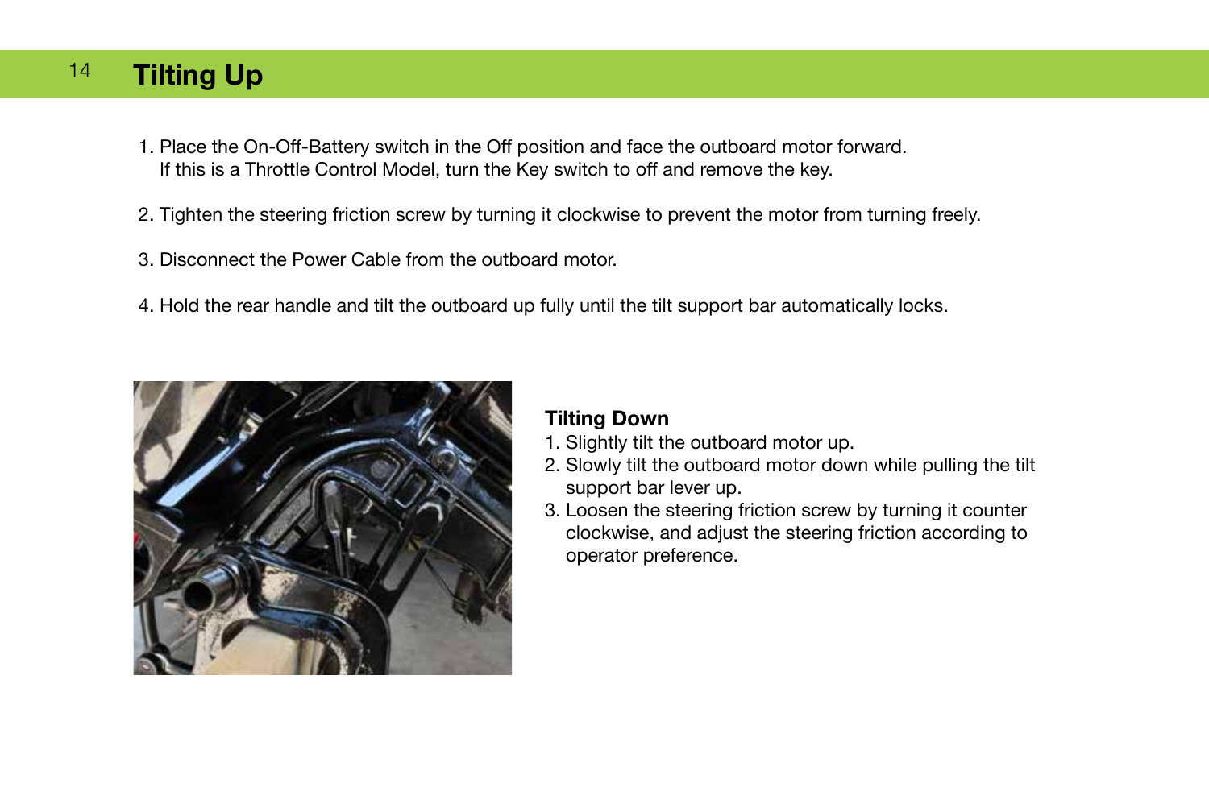# Tilting Up

1. Place the On-Off-Battery switch in the Off position and face the outboard motor forward.
   If this is a Throttle Control Model, turn the Key switch to off and remove the key.

2. Tighten the steering friction screw by turning it clockwise to prevent the motor from turning freely.

3. Disconnect the Power Cable from the outboard motor.

4. Hold the rear handle and tilt the outboard up fully until the tilt support bar automatically locks.

## Tilting Down

1. Slightly tilt the outboard motor up.
2. Slowly tilt the outboard motor down while pulling the tilt support bar lever up.
3. Loosen the steering friction screw by turning it counter clockwise, and adjust the steering friction according to operator preference.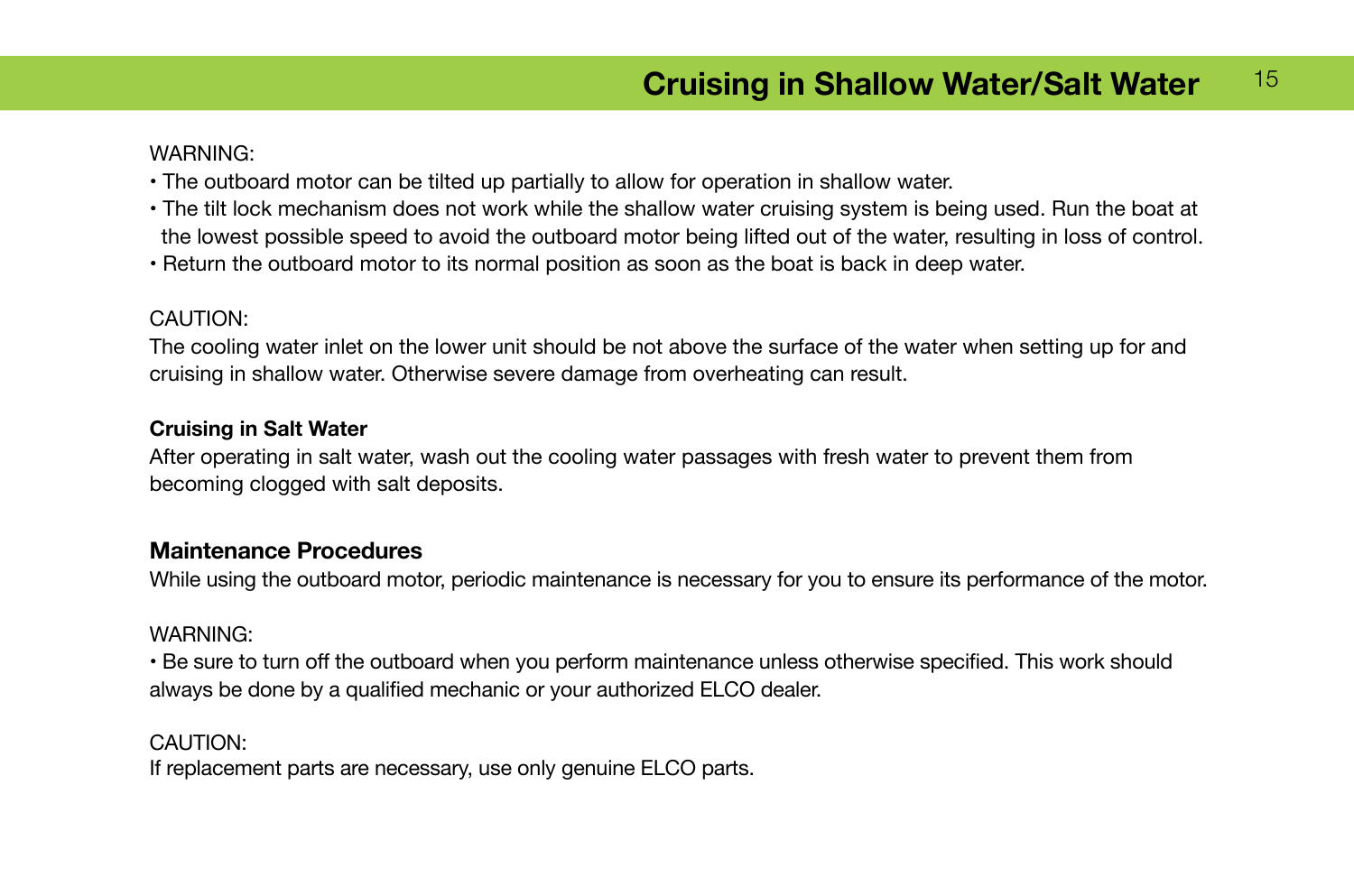# Cruising in Shallow Water/Salt Water

WARNING:

- The outboard motor can be tilted up partially to allow for operation in shallow water.
- The tilt lock mechanism does not work while the shallow water cruising system is being used. Run the boat at the lowest possible speed to avoid the outboard motor being lifted out of the water, resulting in loss of control.
- Return the outboard motor to its normal position as soon as the boat is back in deep water.

CAUTION:
The cooling water inlet on the lower unit should be not above the surface of the water when setting up for and cruising in shallow water. Otherwise severe damage from overheating can result.

**Cruising in Salt Water**
After operating in salt water, wash out the cooling water passages with fresh water to prevent them from becoming clogged with salt deposits.

## Maintenance Procedures

While using the outboard motor, periodic maintenance is necessary for you to ensure its performance of the motor.

WARNING:

- Be sure to turn off the outboard when you perform maintenance unless otherwise specified. This work should always be done by a qualified mechanic or your authorized ELCO dealer.

CAUTION:
If replacement parts are necessary, use only genuine ELCO parts.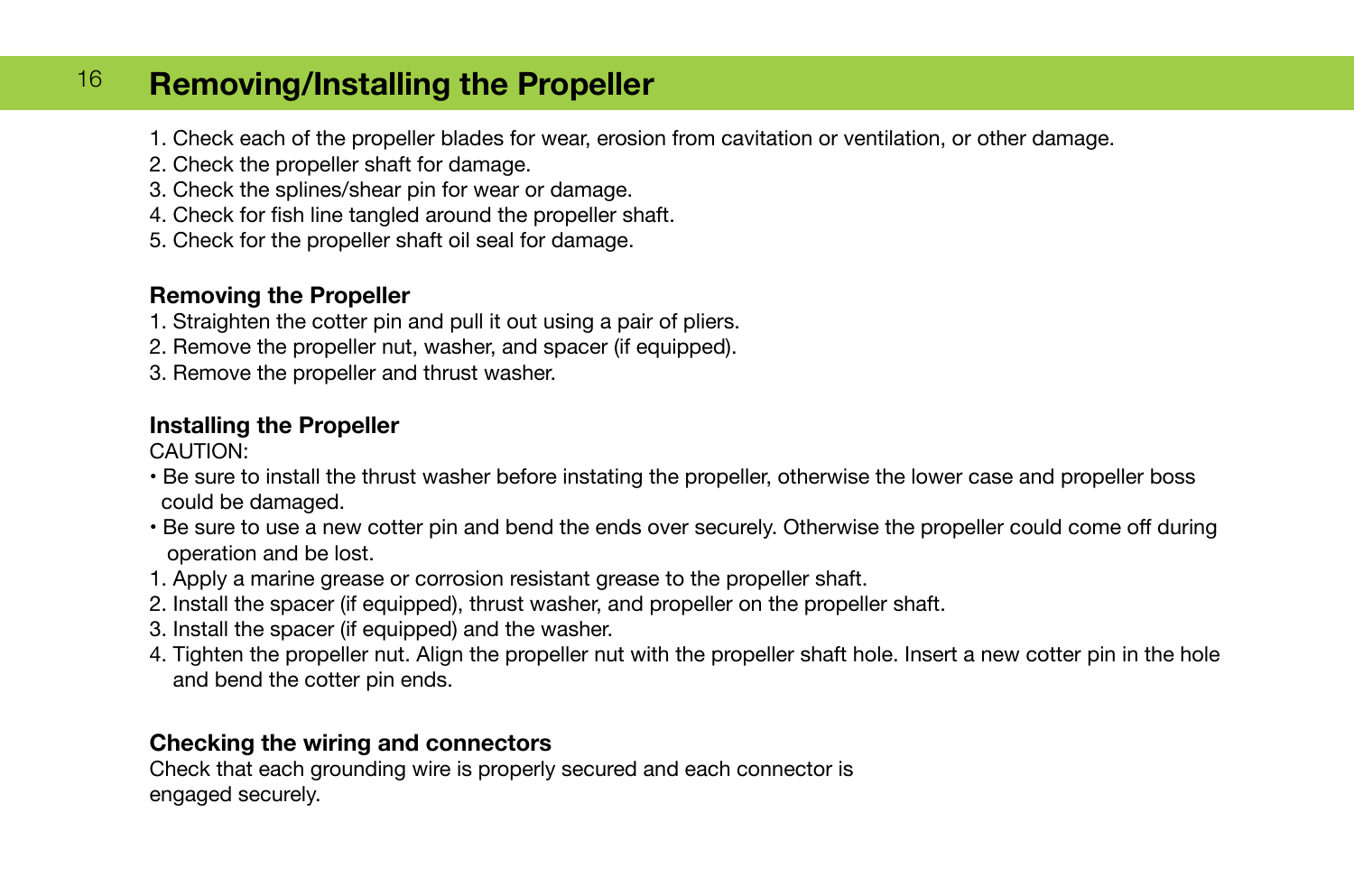# Removing/Installing the Propeller

1. Check each of the propeller blades for wear, erosion from cavitation or ventilation, or other damage.
2. Check the propeller shaft for damage.
3. Check the splines/shear pin for wear or damage.
4. Check for fish line tangled around the propeller shaft.
5. Check for the propeller shaft oil seal for damage.

## Removing the Propeller

1. Straighten the cotter pin and pull it out using a pair of pliers.
2. Remove the propeller nut, washer, and spacer (if equipped).
3. Remove the propeller and thrust washer.

## Installing the Propeller

CAUTION:

- Be sure to install the thrust washer before instating the propeller, otherwise the lower case and propeller boss could be damaged.
- Be sure to use a new cotter pin and bend the ends over securely. Otherwise the propeller could come off during operation and be lost.

1. Apply a marine grease or corrosion resistant grease to the propeller shaft.
2. Install the spacer (if equipped), thrust washer, and propeller on the propeller shaft.
3. Install the spacer (if equipped) and the washer.
4. Tighten the propeller nut. Align the propeller nut with the propeller shaft hole. Insert a new cotter pin in the hole and bend the cotter pin ends.

## Checking the wiring and connectors

Check that each grounding wire is properly secured and each connector is engaged securely.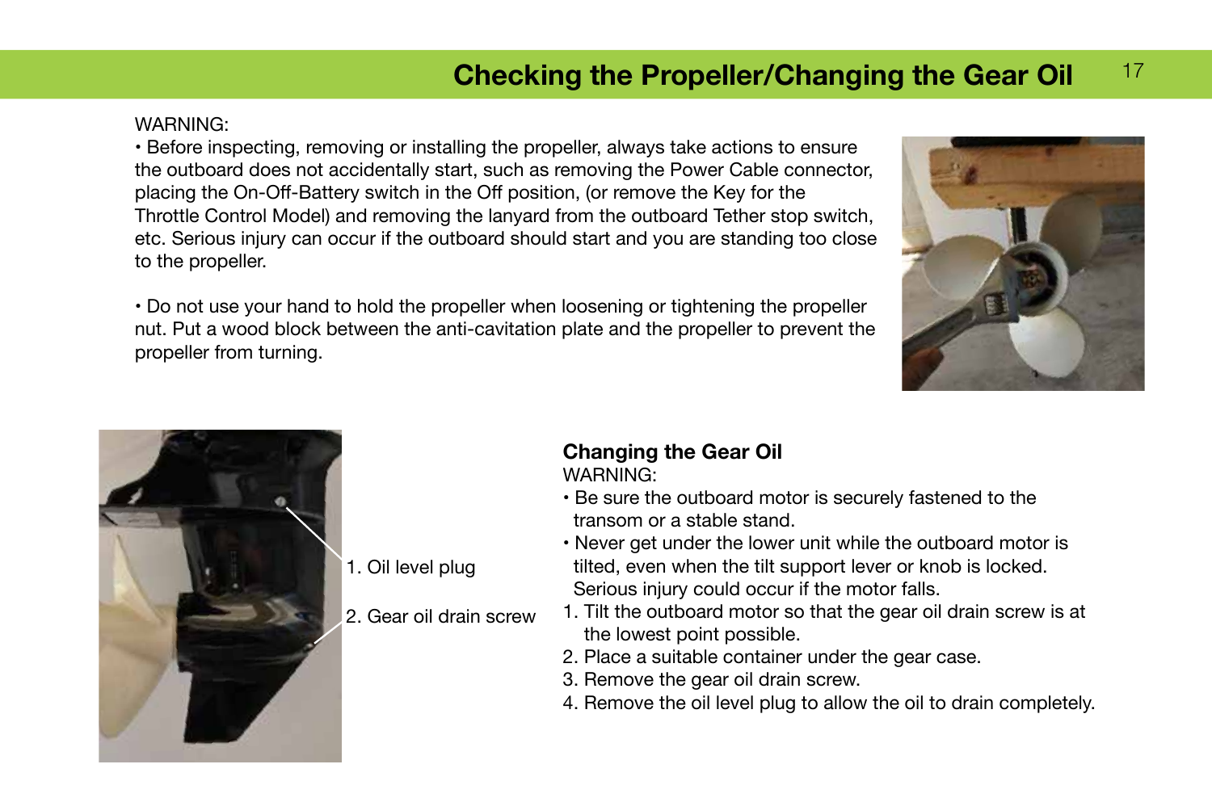# Checking the Propeller/Changing the Gear Oil

WARNING:

• Before inspecting, removing or installing the propeller, always take actions to ensure the outboard does not accidentally start, such as removing the Power Cable connector, placing the On-Off-Battery switch in the Off position, (or remove the Key for the Throttle Control Model) and removing the lanyard from the outboard Tether stop switch, etc. Serious injury can occur if the outboard should start and you are standing too close to the propeller.

• Do not use your hand to hold the propeller when loosening or tightening the propeller nut. Put a wood block between the anti-cavitation plate and the propeller to prevent the propeller from turning.

1. Oil level plug
2. Gear oil drain screw

## Changing the Gear Oil

WARNING:

- Be sure the outboard motor is securely fastened to the transom or a stable stand.
- Never get under the lower unit while the outboard motor is tilted, even when the tilt support lever or knob is locked. Serious injury could occur if the motor falls.

1. Tilt the outboard motor so that the gear oil drain screw is at the lowest point possible.
2. Place a suitable container under the gear case.
3. Remove the gear oil drain screw.
4. Remove the oil level plug to allow the oil to drain completely.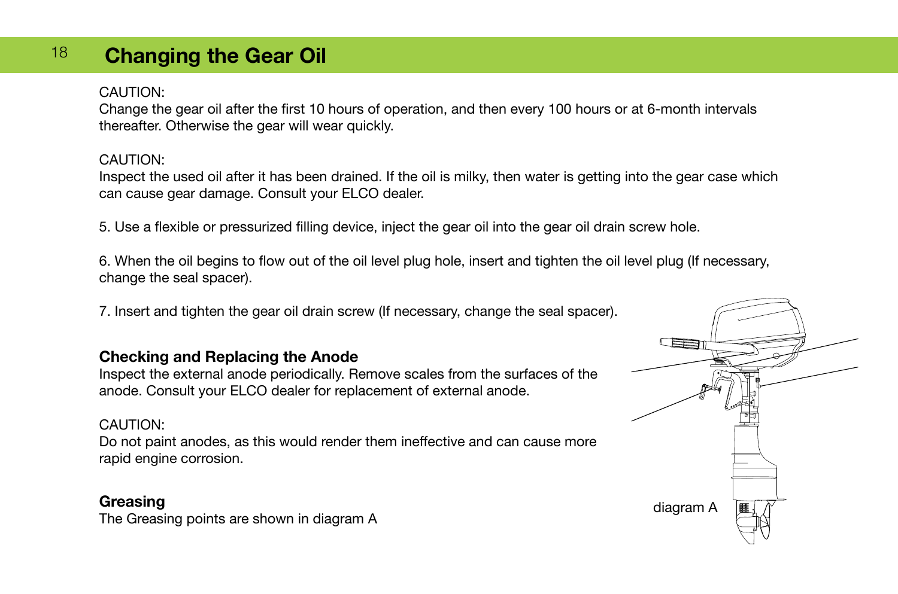## Changing the Gear Oil

CAUTION:
Change the gear oil after the first 10 hours of operation, and then every 100 hours or at 6-month intervals thereafter. Otherwise the gear will wear quickly.

CAUTION:
Inspect the used oil after it has been drained. If the oil is milky, then water is getting into the gear case which can cause gear damage. Consult your ELCO dealer.

5. Use a flexible or pressurized filling device, inject the gear oil into the gear oil drain screw hole.

6. When the oil begins to flow out of the oil level plug hole, insert and tighten the oil level plug (If necessary, change the seal spacer).

7. Insert and tighten the gear oil drain screw (If necessary, change the seal spacer).

### Checking and Replacing the Anode

Inspect the external anode periodically. Remove scales from the surfaces of the anode. Consult your ELCO dealer for replacement of external anode.

CAUTION:
Do not paint anodes, as this would render them ineffective and can cause more rapid engine corrosion.

### Greasing

The Greasing points are shown in diagram A

diagram A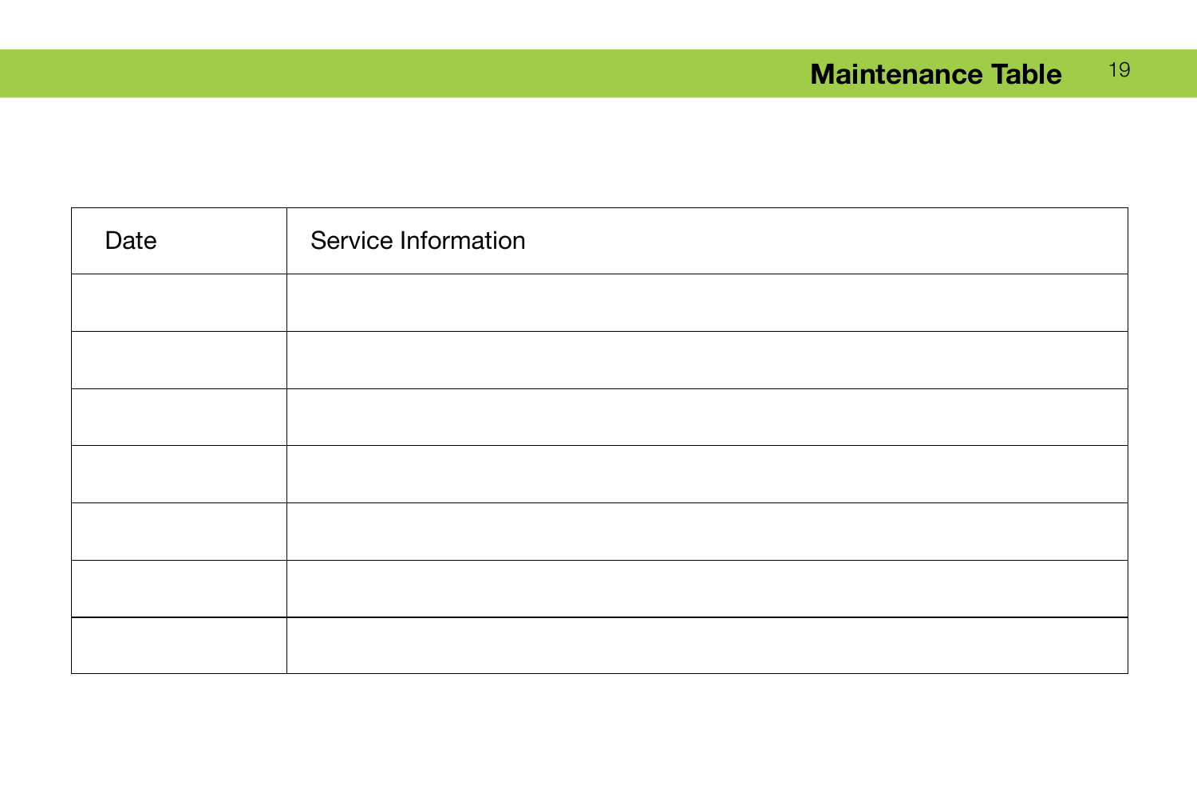# Maintenance Table

| Date | Service Information |
|---|---|
| | |
| | |
| | |
| | |
| | |
| | |
| | |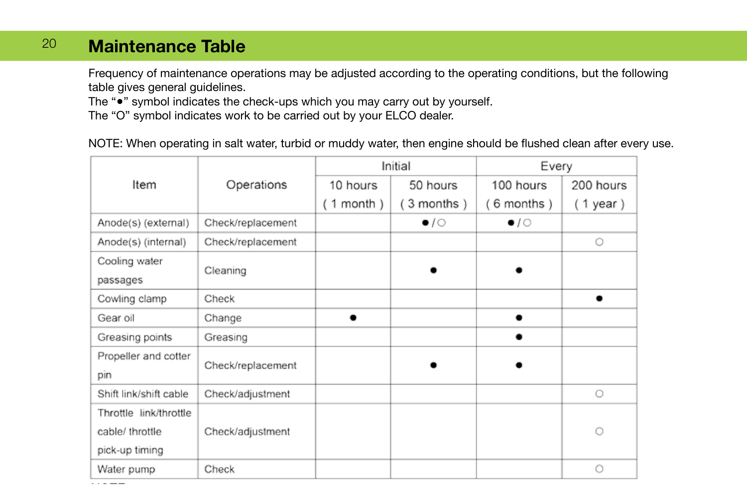## Maintenance Table

Frequency of maintenance operations may be adjusted according to the operating conditions, but the following table gives general guidelines.
The "●" symbol indicates the check-ups which you may carry out by yourself.
The "O" symbol indicates work to be carried out by your ELCO dealer.

NOTE: When operating in salt water, turbid or muddy water, then engine should be flushed clean after every use.

| Item | Operations | Initial | | Every | |
|---|---|---|---|---|---|
| | | 10 hours ( 1 month ) | 50 hours ( 3 months ) | 100 hours ( 6 months ) | 200 hours ( 1 year ) |
| Anode(s) (external) | Check/replacement | | ● / ○ | ● / ○ | |
| Anode(s) (internal) | Check/replacement | | | | ○ |
| Cooling water passages | Cleaning | | ● | ● | |
| Cowling clamp | Check | | | | ● |
| Gear oil | Change | ● | | ● | |
| Greasing points | Greasing | | | ● | |
| Propeller and cotter pin | Check/replacement | | ● | ● | |
| Shift link/shift cable | Check/adjustment | | | | ○ |
| Throttle link/throttle cable/ throttle pick-up timing | Check/adjustment | | | | ○ |
| Water pump | Check | | | | ○ |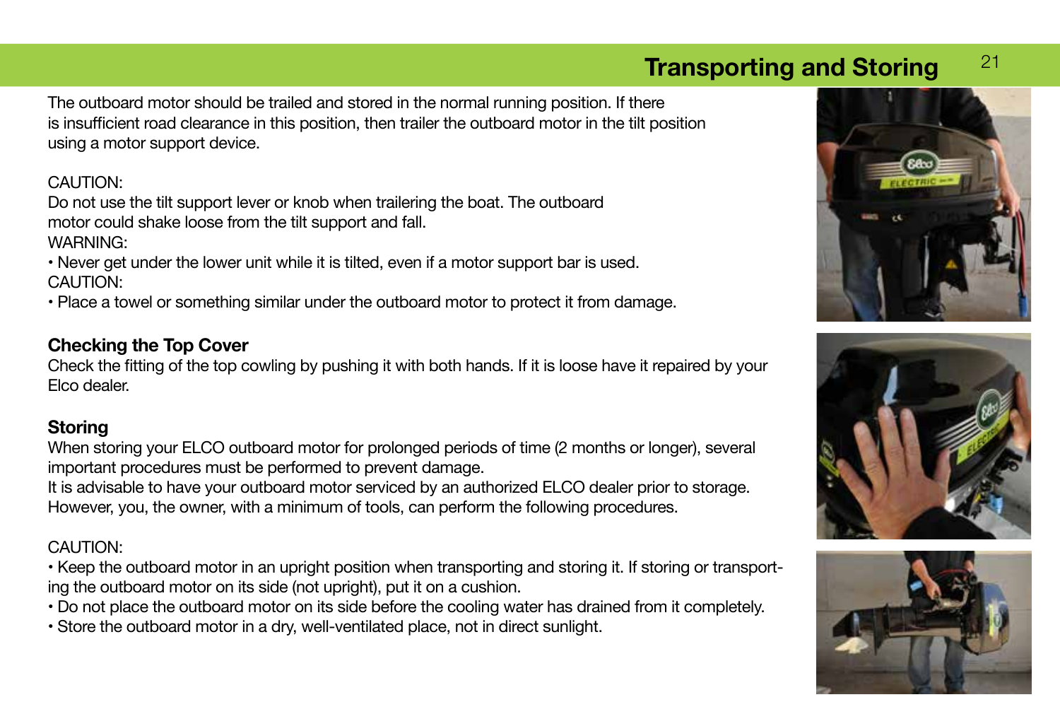## Transporting and Storing

The outboard motor should be trailed and stored in the normal running position. If there is insufficient road clearance in this position, then trailer the outboard motor in the tilt position using a motor support device.

CAUTION:
Do not use the tilt support lever or knob when trailering the boat. The outboard motor could shake loose from the tilt support and fall.
WARNING:
• Never get under the lower unit while it is tilted, even if a motor support bar is used.
CAUTION:
• Place a towel or something similar under the outboard motor to protect it from damage.

### Checking the Top Cover

Check the fitting of the top cowling by pushing it with both hands. If it is loose have it repaired by your Elco dealer.

### Storing

When storing your ELCO outboard motor for prolonged periods of time (2 months or longer), several important procedures must be performed to prevent damage.
It is advisable to have your outboard motor serviced by an authorized ELCO dealer prior to storage. However, you, the owner, with a minimum of tools, can perform the following procedures.

CAUTION:
• Keep the outboard motor in an upright position when transporting and storing it. If storing or transporting the outboard motor on its side (not upright), put it on a cushion.
• Do not place the outboard motor on its side before the cooling water has drained from it completely.
• Store the outboard motor in a dry, well-ventilated place, not in direct sunlight.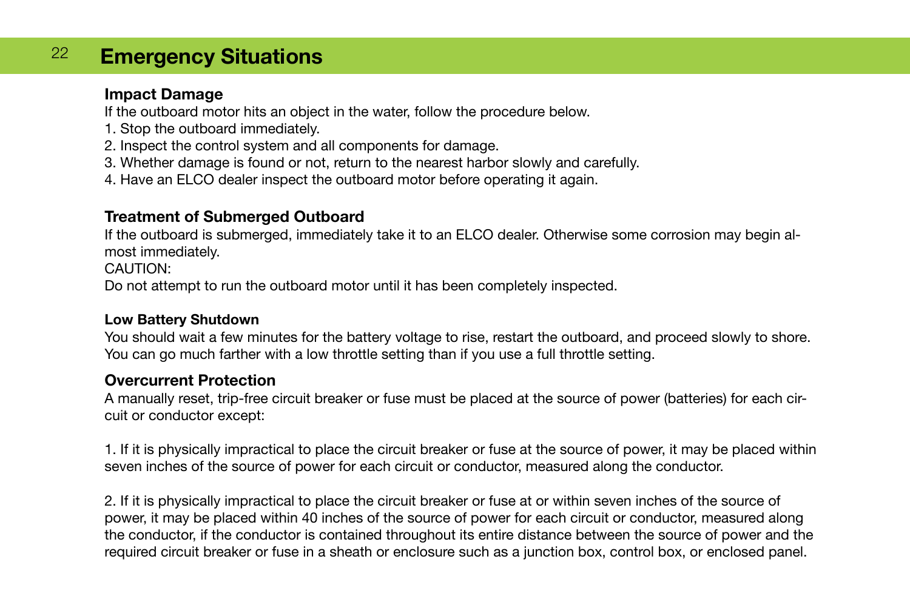# Emergency Situations

### Impact Damage

If the outboard motor hits an object in the water, follow the procedure below.

1. Stop the outboard immediately.
2. Inspect the control system and all components for damage.
3. Whether damage is found or not, return to the nearest harbor slowly and carefully.
4. Have an ELCO dealer inspect the outboard motor before operating it again.

### Treatment of Submerged Outboard

If the outboard is submerged, immediately take it to an ELCO dealer. Otherwise some corrosion may begin almost immediately.

CAUTION:

Do not attempt to run the outboard motor until it has been completely inspected.

### Low Battery Shutdown

You should wait a few minutes for the battery voltage to rise, restart the outboard, and proceed slowly to shore. You can go much farther with a low throttle setting than if you use a full throttle setting.

### Overcurrent Protection

A manually reset, trip-free circuit breaker or fuse must be placed at the source of power (batteries) for each circuit or conductor except:

1. If it is physically impractical to place the circuit breaker or fuse at the source of power, it may be placed within seven inches of the source of power for each circuit or conductor, measured along the conductor.

2. If it is physically impractical to place the circuit breaker or fuse at or within seven inches of the source of power, it may be placed within 40 inches of the source of power for each circuit or conductor, measured along the conductor, if the conductor is contained throughout its entire distance between the source of power and the required circuit breaker or fuse in a sheath or enclosure such as a junction box, control box, or enclosed panel.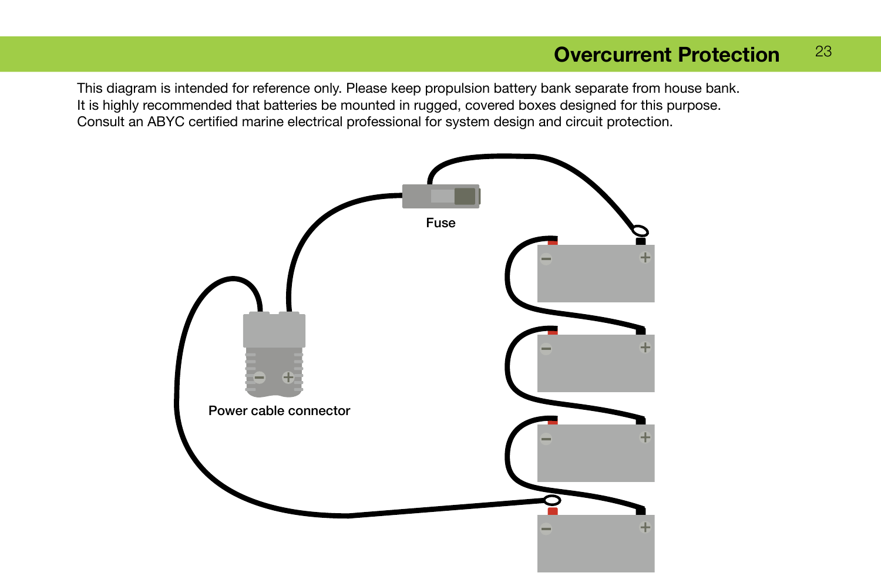# Overcurrent Protection

This diagram is intended for reference only. Please keep propulsion battery bank separate from house bank.
It is highly recommended that batteries be mounted in rugged, covered boxes designed for this purpose.
Consult an ABYC certified marine electrical professional for system design and circuit protection.

Fuse

Power cable connector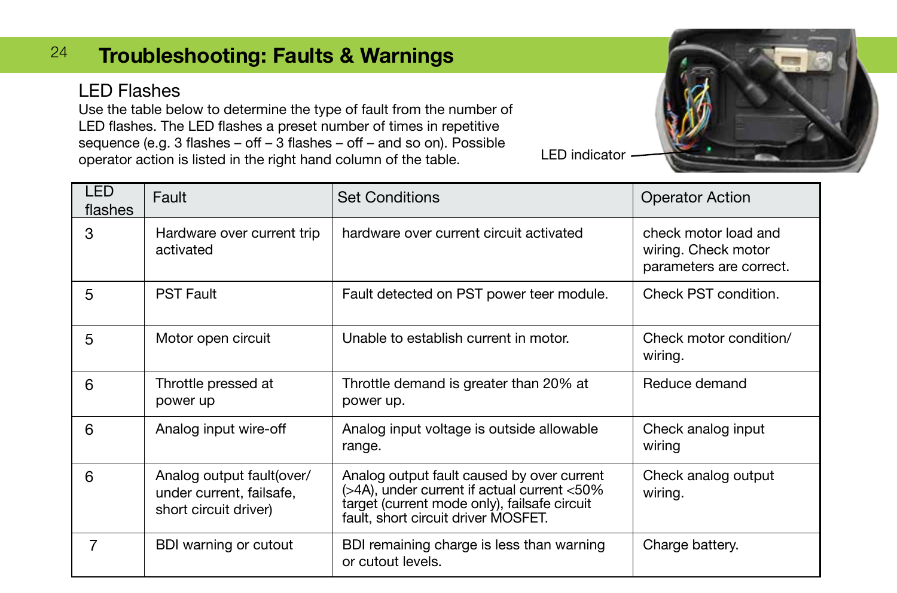# Troubleshooting: Faults & Warnings

## LED Flashes

Use the table below to determine the type of fault from the number of LED flashes. The LED flashes a preset number of times in repetitive sequence (e.g. 3 flashes – off – 3 flashes – off – and so on). Possible operator action is listed in the right hand column of the table.

LED indicator

| LED flashes | Fault | Set Conditions | Operator Action |
|---|---|---|---|
| 3 | Hardware over current trip activated | hardware over current circuit activated | check motor load and wiring. Check motor parameters are correct. |
| 5 | PST Fault | Fault detected on PST power teer module. | Check PST condition. |
| 5 | Motor open circuit | Unable to establish current in motor. | Check motor condition/ wiring. |
| 6 | Throttle pressed at power up | Throttle demand is greater than 20% at power up. | Reduce demand |
| 6 | Analog input wire-off | Analog input voltage is outside allowable range. | Check analog input wiring |
| 6 | Analog output fault(over/ under current, failsafe, short circuit driver) | Analog output fault caused by over current (>4A), under current if actual current <50% target (current mode only), failsafe circuit fault, short circuit driver MOSFET. | Check analog output wiring. |
| 7 | BDI warning or cutout | BDI remaining charge is less than warning or cutout levels. | Charge battery. |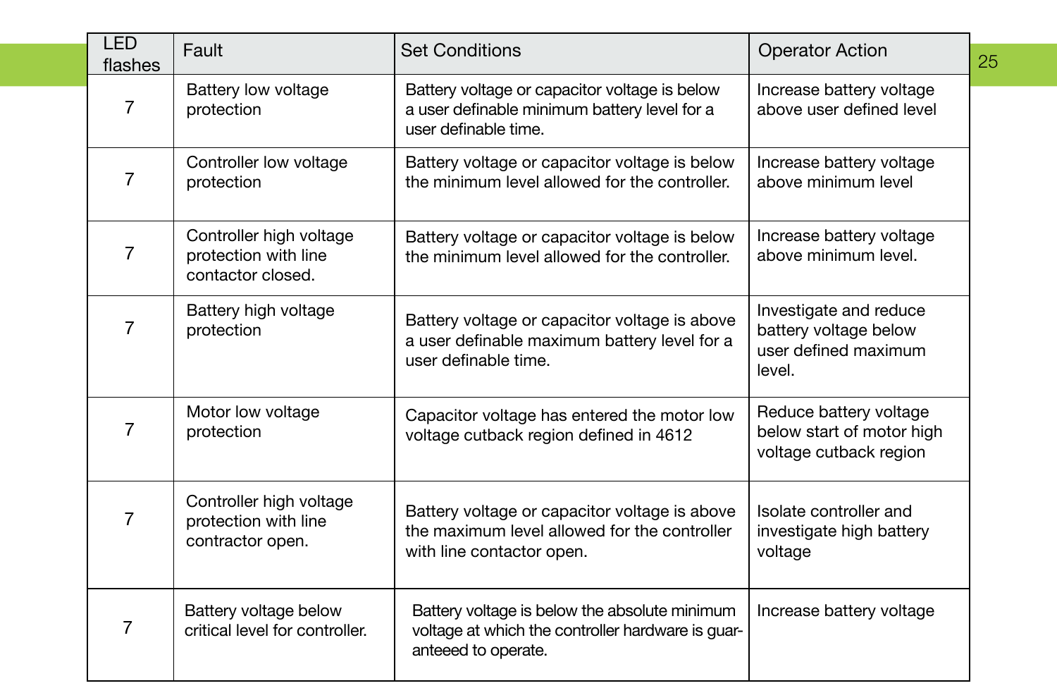| LED flashes | Fault | Set Conditions | Operator Action |
|---|---|---|---|
| 7 | Battery low voltage protection | Battery voltage or capacitor voltage is below a user definable minimum battery level for a user definable time. | Increase battery voltage above user defined level |
| 7 | Controller low voltage protection | Battery voltage or capacitor voltage is below the minimum level allowed for the controller. | Increase battery voltage above minimum level |
| 7 | Controller high voltage protection with line contactor closed. | Battery voltage or capacitor voltage is below the minimum level allowed for the controller. | Increase battery voltage above minimum level. |
| 7 | Battery high voltage protection | Battery voltage or capacitor voltage is above a user definable maximum battery level for a user definable time. | Investigate and reduce battery voltage below user defined maximum level. |
| 7 | Motor low voltage protection | Capacitor voltage has entered the motor low voltage cutback region defined in 4612 | Reduce battery voltage below start of motor high voltage cutback region |
| 7 | Controller high voltage protection with line contractor open. | Battery voltage or capacitor voltage is above the maximum level allowed for the controller with line contactor open. | Isolate controller and investigate high battery voltage |
| 7 | Battery voltage below critical level for controller. | Battery voltage is below the absolute minimum voltage at which the controller hardware is guaranteeed to operate. | Increase battery voltage |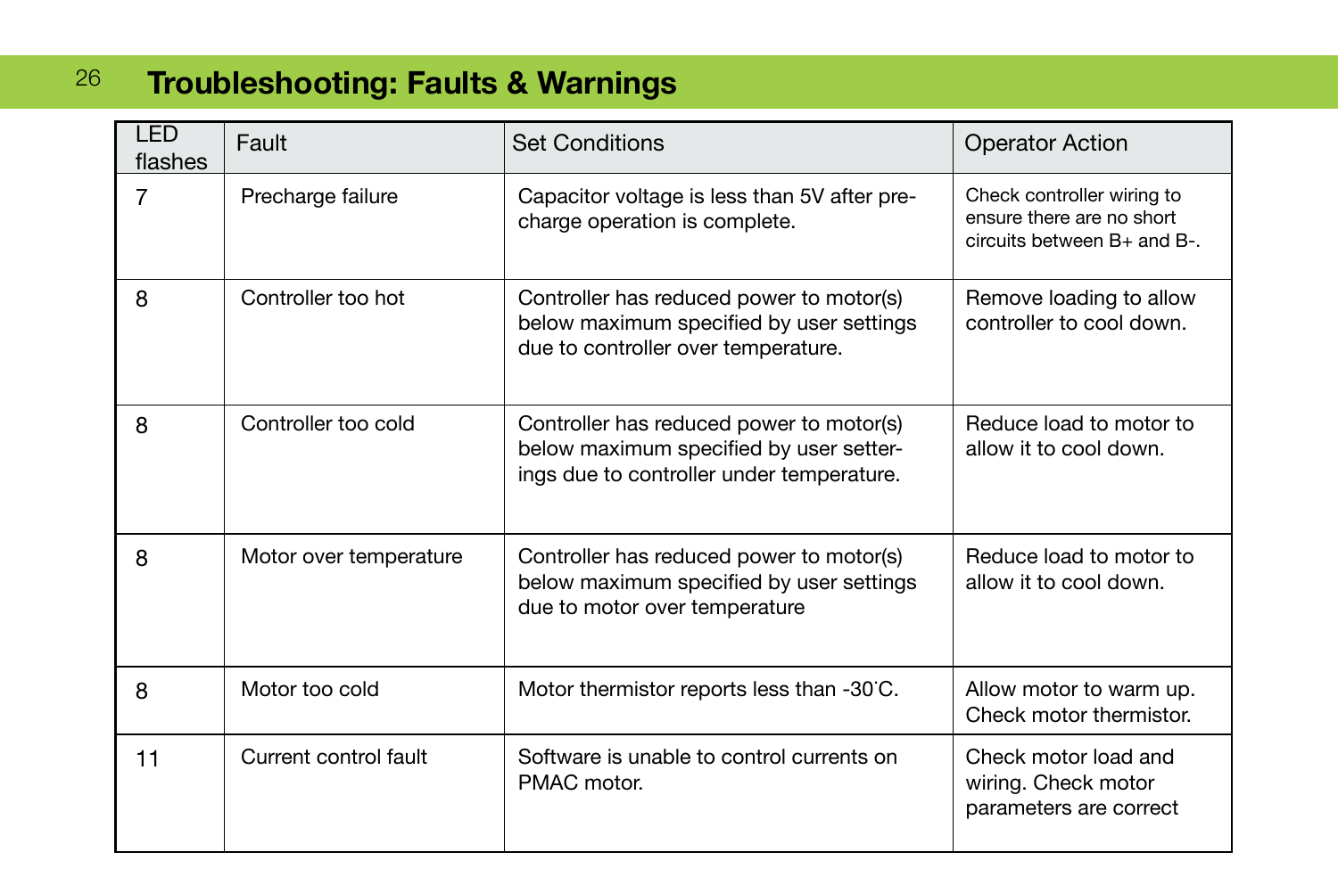# Troubleshooting: Faults & Warnings

| LED flashes | Fault | Set Conditions | Operator Action |
|---|---|---|---|
| 7 | Precharge failure | Capacitor voltage is less than 5V after pre-charge operation is complete. | Check controller wiring to ensure there are no short circuits between B+ and B-. |
| 8 | Controller too hot | Controller has reduced power to motor(s) below maximum specified by user settings due to controller over temperature. | Remove loading to allow controller to cool down. |
| 8 | Controller too cold | Controller has reduced power to motor(s) below maximum specified by user setter-ings due to controller under temperature. | Reduce load to motor to allow it to cool down. |
| 8 | Motor over temperature | Controller has reduced power to motor(s) below maximum specified by user settings due to motor over temperature | Reduce load to motor to allow it to cool down. |
| 8 | Motor too cold | Motor thermistor reports less than -30˚C. | Allow motor to warm up. Check motor thermistor. |
| 11 | Current control fault | Software is unable to control currents on PMAC motor. | Check motor load and wiring. Check motor parameters are correct |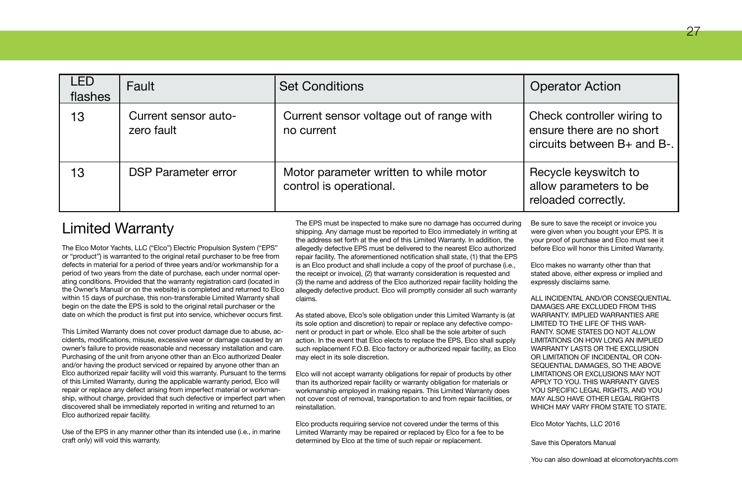| LED flashes | Fault | Set Conditions | Operator Action |
|---|---|---|---|
| 13 | Current sensor auto-zero fault | Current sensor voltage out of range with no current | Check controller wiring to ensure there are no short circuits between B+ and B-. |
| 13 | DSP Parameter error | Motor parameter written to while motor control is operational. | Recycle keyswitch to allow parameters to be reloaded correctly. |

## Limited Warranty

The Elco Motor Yachts, LLC ("Elco") Electric Propulsion System ("EPS" or "product") is warranted to the original retail purchaser to be free from defects in material for a period of three years and/or workmanship for a period of two years from the date of purchase, each under normal operating conditions. Provided that the warranty registration card (located in the Owner's Manual or on the website) is completed and returned to Elco within 15 days of purchase, this non-transferable Limited Warranty shall begin on the date the EPS is sold to the original retail purchaser or the date on which the product is first put into service, whichever occurs first.

This Limited Warranty does not cover product damage due to abuse, accidents, modifications, misuse, excessive wear or damage caused by an owner's failure to provide reasonable and necessary installation and care. Purchasing of the unit from anyone other than an Elco authorized Dealer and/or having the product serviced or repaired by anyone other than an Elco authorized repair facility will void this warranty. Pursuant to the terms of this Limited Warranty, during the applicable warranty period, Elco will repair or replace any defect arising from imperfect material or workmanship, without charge, provided that such defective or imperfect part when discovered shall be immediately reported in writing and returned to an Elco authorized repair facility.

Use of the EPS in any manner other than its intended use (i.e., in marine craft only) will void this warranty.

The EPS must be inspected to make sure no damage has occurred during shipping. Any damage must be reported to Elco immediately in writing at the address set forth at the end of this Limited Warranty. In addition, the allegedly defective EPS must be delivered to the nearest Elco authorized repair facility. The aforementioned notification shall state, (1) that the EPS is an Elco product and shall include a copy of the proof of purchase (i.e., the receipt or invoice), (2) that warranty consideration is requested and (3) the name and address of the Elco authorized repair facility holding the allegedly defective product. Elco will promptly consider all such warranty claims.

As stated above, Elco's sole obligation under this Limited Warranty is (at its sole option and discretion) to repair or replace any defective component or product in part or whole. Elco shall be the sole arbiter of such action. In the event that Elco elects to replace the EPS, Elco shall supply such replacement F.O.B. Elco factory or authorized repair facility, as Elco may elect in its sole discretion.

Elco will not accept warranty obligations for repair of products by other than its authorized repair facility or warranty obligation for materials or workmanship employed in making repairs. This Limited Warranty does not cover cost of removal, transportation to and from repair facilities, or reinstallation.

Elco products requiring service not covered under the terms of this Limited Warranty may be repaired or replaced by Elco for a fee to be determined by Elco at the time of such repair or replacement.

Be sure to save the receipt or invoice you were given when you bought your EPS. It is your proof of purchase and Elco must see it before Elco will honor this Limited Warranty.

Elco makes no warranty other than that stated above, either express or implied and expressly disclaims same.

ALL INCIDENTAL AND/OR CONSEQUENTIAL DAMAGES ARE EXCLUDED FROM THIS WARRANTY. IMPLIED WARRANTIES ARE LIMITED TO THE LIFE OF THIS WARRANTY. SOME STATES DO NOT ALLOW LIMITATIONS ON HOW LONG AN IMPLIED WARRANTY LASTS OR THE EXCLUSION OR LIMITATION OF INCIDENTAL OR CONSEQUENTIAL DAMAGES, SO THE ABOVE LIMITATIONS OR EXCLUSIONS MAY NOT APPLY TO YOU. THIS WARRANTY GIVES YOU SPECIFIC LEGAL RIGHTS, AND YOU MAY ALSO HAVE OTHER LEGAL RIGHTS WHICH MAY VARY FROM STATE TO STATE.

Elco Motor Yachts, LLC 2016

Save this Operators Manual

You can also download at elcomotoryachts.com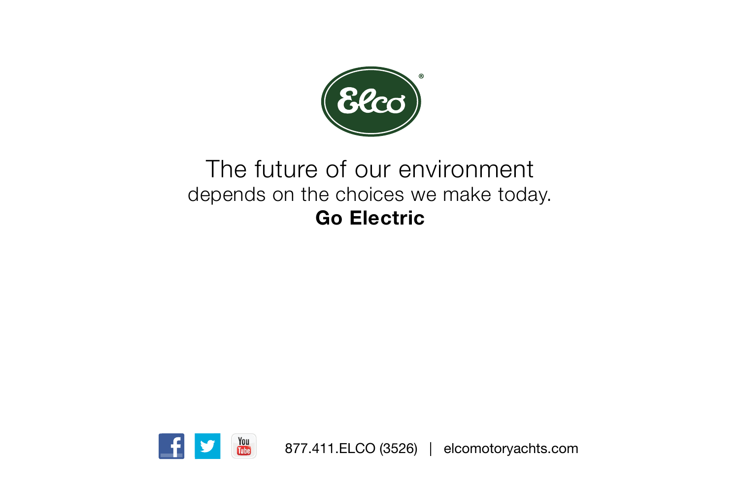Elco®

The future of our environment
depends on the choices we make today.
**Go Electric**

877.411.ELCO (3526) | elcomotoryachts.com